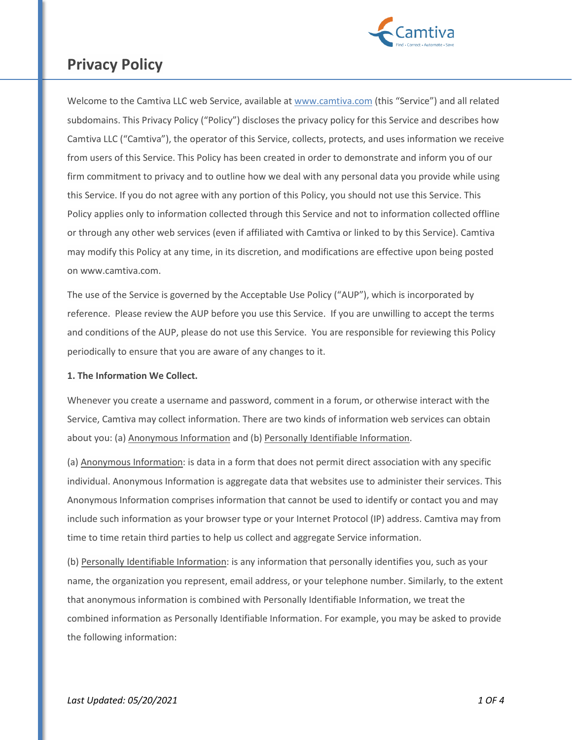# Privacy Policy

Welcome to the Camtiva LLC web Service, available at [www.camtiva.com](www.camtiva.com) (this "Service") and all related subdomains. This Privacy Policy ("Policy") discloses the privacy policy for this Service and describes how Camtiva LLC ("Camtiva"), the operator of this Service, collects, protects, and uses information we receive from users of this Service. This Policy has been created in order to demonstrate and inform you of our firm commitment to privacy and to outline how we deal with any personal data you provide while using this Service. If you do not agree with any portion of this Policy, you should not use this Service. This Policy applies only to information collected through this Service and not to information collected offline or through any other web services (even if affiliated with Camtiva or linked to by this Service). Camtiva may modify this Policy at any time, in its discretion, and modifications are effective upon being posted on www.camtiva.com.

The use of the Service is governed by the Acceptable Use Policy ("AUP"), which is incorporated by reference. Please review the AUP before you use this Service. If you are unwilling to accept the terms and conditions of the AUP, please do not use this Service. You are responsible for reviewing this Policy periodically to ensure that you are aware of any changes to it.

**1. The Information We Collect.**

Whenever you create a username and password, comment in a forum, or otherwise interact with the Service, Camtiva may collect information. There are two kinds of information web services can obtain about you: (a) Anonymous Information and (b) Personally Identifiable Information.

(a) Anonymous Information: is data in a form that does not permit direct association with any specific individual. Anonymous Information is aggregate data that websites use to administer their services. This Anonymous Information comprises information that cannot be used to identify or contact you and may include such information as your browser type or your Internet Protocol (IP) address. Camtiva may from time to time retain third parties to help us collect and aggregate Service information.

(b) Personally Identifiable Information: is any information that personally identifies you, such as your name, the organization you represent, email address, or your telephone number. Similarly, to the extent that anonymous information is combined with Personally Identifiable Information, we treat the combined information as Personally Identifiable Information. For example, you may be asked to provide the following information:

*Last Updated: 05/20/2021*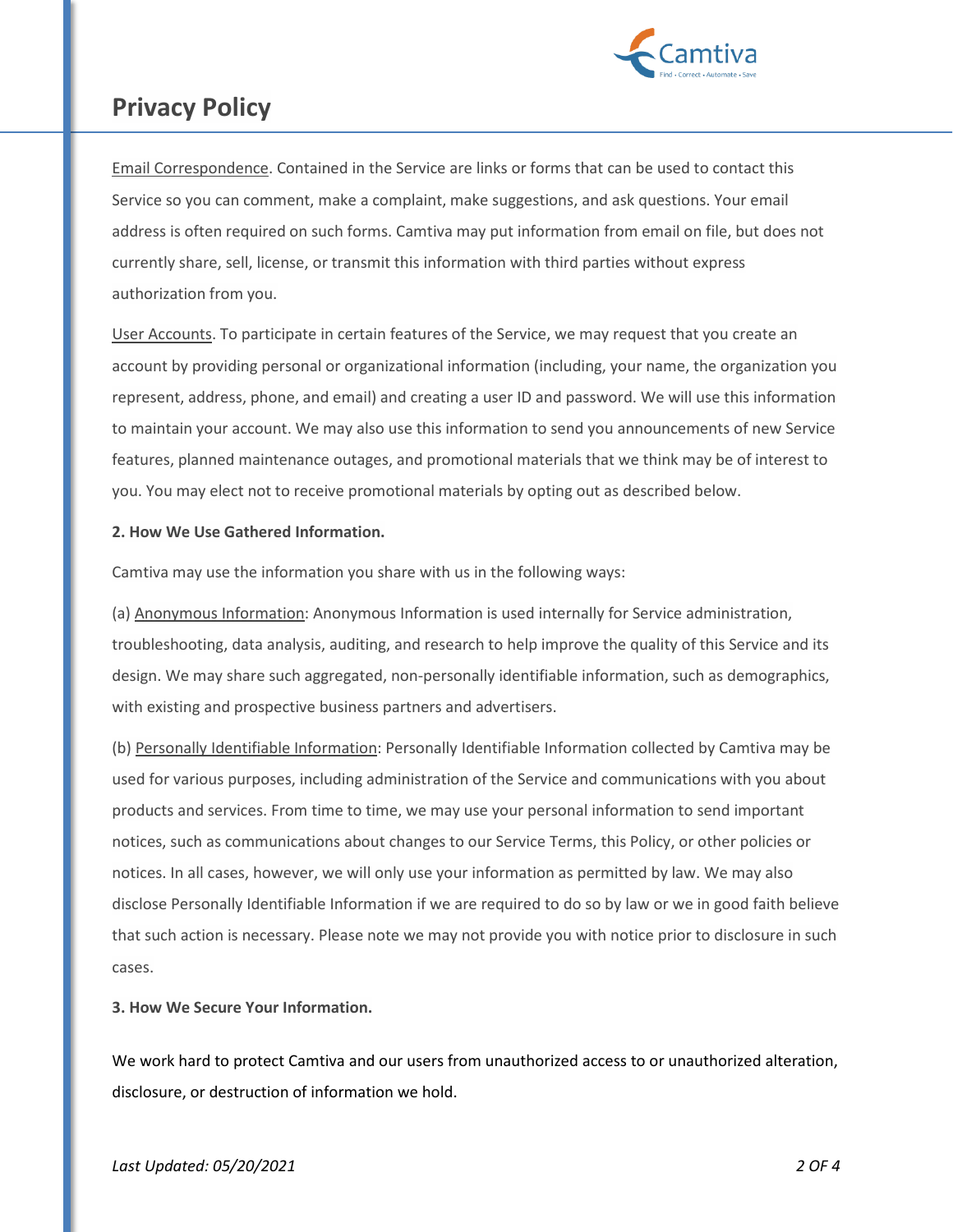Email Correspondence. Contained in the Service are links or forms that can be used to contact this Service so you can comment, make a complaint, make suggestions, and ask questions. Your email address is often required on such forms. Camtiva may put information from email on file, but does not currently share, sell, license, or transmit this information with third parties without express authorization from you.

User Accounts. To participate in certain features of the Service, we may request that you create an account by providing personal or organizational information (including, your name, the organization you represent, address, phone, and email) and creating a user ID and password. We will use this information to maintain your account. We may also use this information to send you announcements of new Service features, planned maintenance outages, and promotional materials that we think may be of interest to you. You may elect not to receive promotional materials by opting out as described below.

**2. How We Use Gathered Information.**

Camtiva may use the information you share with us in the following ways:

(a) Anonymous Information: Anonymous Information is used internally for Service administration, troubleshooting, data analysis, auditing, and research to help improve the quality of this Service and its design. We may share such aggregated, non-personally identifiable information, such as demographics, with existing and prospective business partners and advertisers.

(b) Personally Identifiable Information: Personally Identifiable Information collected by Camtiva may be used for various purposes, including administration of the Service and communications with you about products and services. From time to time, we may use your personal information to send important notices, such as communications about changes to our Service Terms, this Policy, or other policies or notices. In all cases, however, we will only use your information as permitted by law. We may also disclose Personally Identifiable Information if we are required to do so by law or we in good faith believe that such action is necessary. Please note we may not provide you with notice prior to disclosure in such cases.

**3. How We Secure Your Information.**

We work hard to protect Camtiva and our users from unauthorized access to or unauthorized alteration, disclosure, or destruction of information we hold.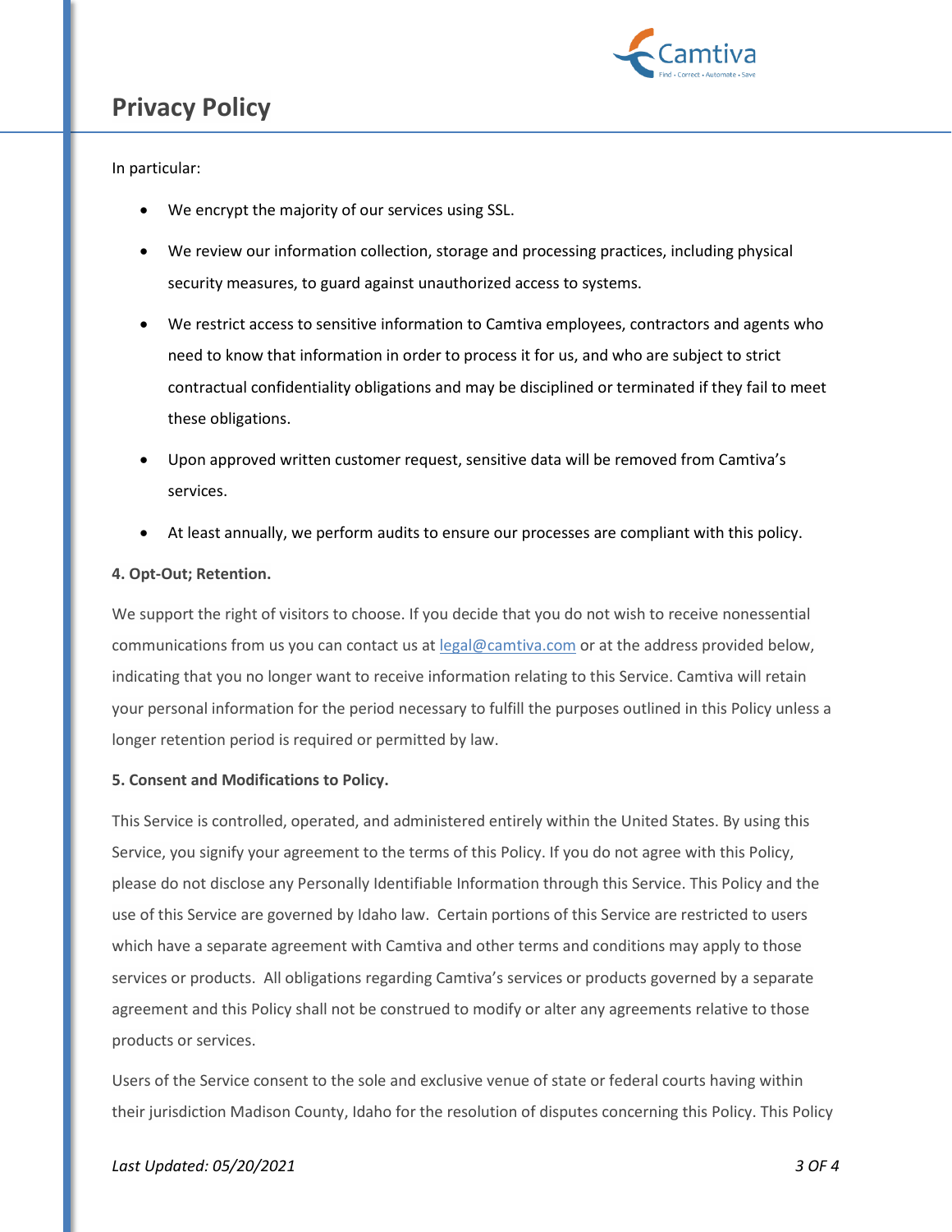In particular:

- We encrypt the majority of our services using SSL.
- We review our information collection, storage and processing practices, including physical security measures, to guard against unauthorized access to systems.
- We restrict access to sensitive information to Camtiva employees, contractors and agents who need to know that information in order to process it for us, and who are subject to strict contractual confidentiality obligations and may be disciplined or terminated if they fail to meet these obligations.
- Upon approved written customer request, sensitive data will be removed from Camtiva's services.
- At least annually, we perform audits to ensure our processes are compliant with this policy.

**4. Opt-Out; Retention.**

We support the right of visitors to choose. If you decide that you do not wish to receive nonessential communications from us you can contact us at legal@camtiva.com or at the address provided below, indicating that you no longer want to receive information relating to this Service. Camtiva will retain your personal information for the period necessary to fulfill the purposes outlined in this Policy unless a longer retention period is required or permitted by law.

**5. Consent and Modifications to Policy.**

This Service is controlled, operated, and administered entirely within the United States. By using this Service, you signify your agreement to the terms of this Policy. If you do not agree with this Policy, please do not disclose any Personally Identifiable Information through this Service. This Policy and the use of this Service are governed by Idaho law. Certain portions of this Service are restricted to users which have a separate agreement with Camtiva and other terms and conditions may apply to those services or products. All obligations regarding Camtiva's services or products governed by a separate agreement and this Policy shall not be construed to modify or alter any agreements relative to those products or services.

Users of the Service consent to the sole and exclusive venue of state or federal courts having within their jurisdiction Madison County, Idaho for the resolution of disputes concerning this Policy. This Policy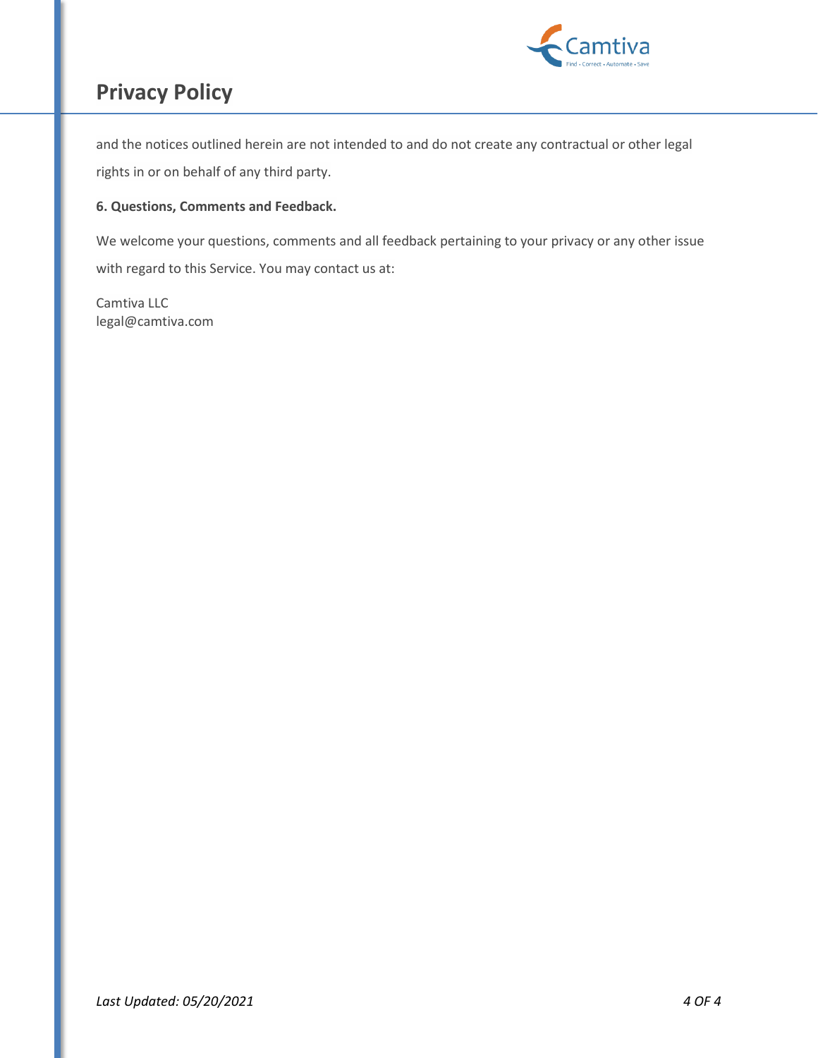and the notices outlined herein are not intended to and do not create any contractual or other legal rights in or on behalf of any third party.

**6. Questions, Comments and Feedback.**

We welcome your questions, comments and all feedback pertaining to your privacy or any other issue with regard to this Service. You may contact us at:

Camtiva LLC
legal@camtiva.com